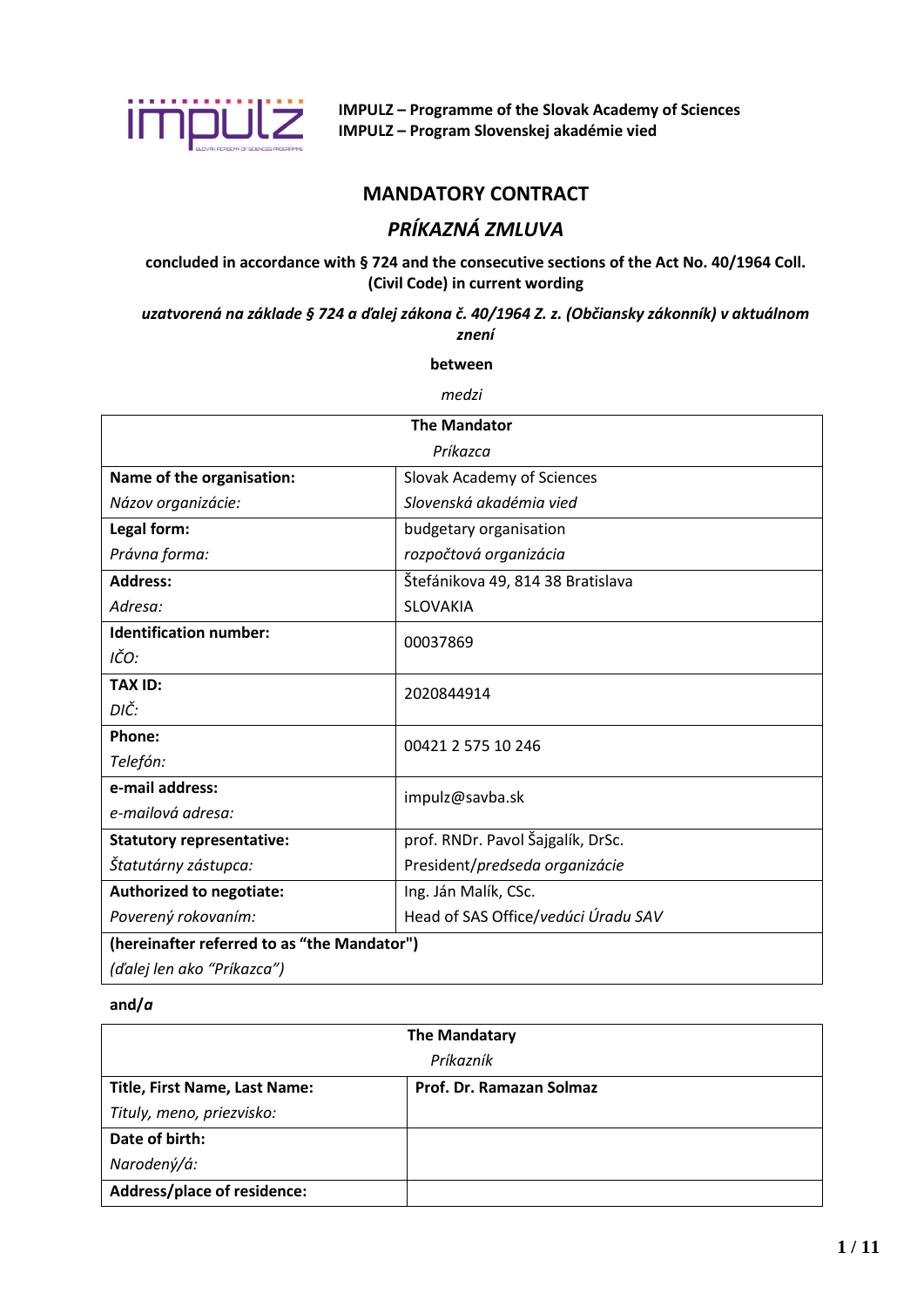**IMPULZ – Programme of the Slovak Academy of Sciences**
**IMPULZ – Program Slovenskej akadémie vied**

# MANDATORY CONTRACT

## *PRÍKAZNÁ ZMLUVA*

**concluded in accordance with § 724 and the consecutive sections of the Act No. 40/1964 Coll. (Civil Code) in current wording**

***uzatvorená na základe § 724 a ďalej zákona č. 40/1964 Z. z. (Občiansky zákonník) v aktuálnom znení***

**between**

*medzi*

| **The Mandator**<br>*Príkazca* | |
|---|---|
| **Name of the organisation:**<br>*Názov organizácie:* | Slovak Academy of Sciences<br>*Slovenská akadémia vied* |
| **Legal form:**<br>*Právna forma:* | budgetary organisation<br>*rozpočtová organizácia* |
| **Address:**<br>*Adresa:* | Štefánikova 49, 814 38 Bratislava<br>SLOVAKIA |
| **Identification number:**<br>*IČO:* | 00037869 |
| **TAX ID:**<br>*DIČ:* | 2020844914 |
| **Phone:**<br>*Telefón:* | 00421 2 575 10 246 |
| **e-mail address:**<br>*e-mailová adresa:* | impulz@savba.sk |
| **Statutory representative:**<br>*Štatutárny zástupca:* | prof. RNDr. Pavol Šajgalík, DrSc.<br>President/*predseda organizácie* |
| **Authorized to negotiate:**<br>*Poverený rokovaním:* | Ing. Ján Malík, CSc.<br>Head of SAS Office/*vedúci Úradu SAV* |
| **(hereinafter referred to as "the Mandator")**<br>*(ďalej len ako "Príkazca")* | |

**and/*a***

| **The Mandatary**<br>*Príkazník* | |
|---|---|
| **Title, First Name, Last Name:**<br>*Tituly, meno, priezvisko:* | **Prof. Dr. Ramazan Solmaz** |
| **Date of birth:**<br>*Narodený/á:* | |
| **Address/place of residence:** | |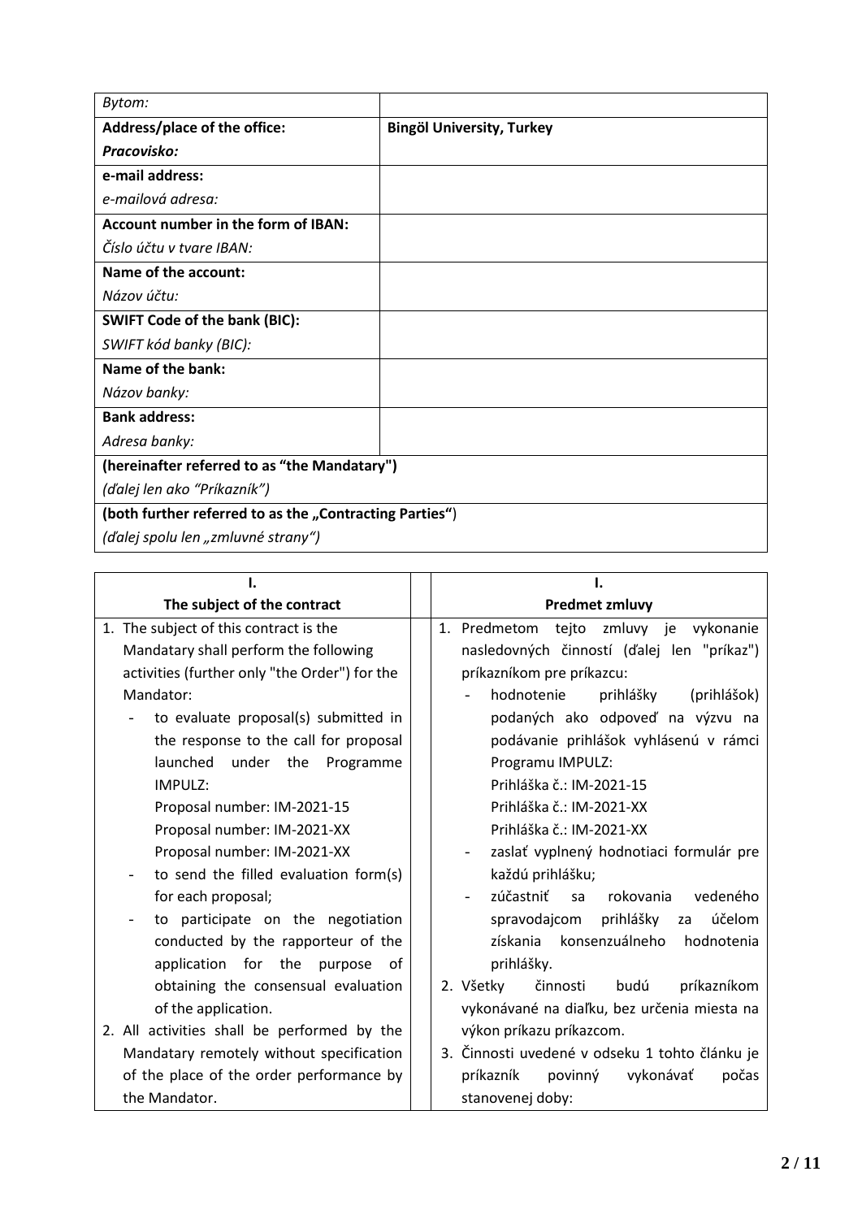| | |
|---|---|
| *Bytom:* | |
| **Address/place of the office:** *Pracovisko:* | **Bingöl University, Turkey** |
| **e-mail address:** *e-mailová adresa:* | |
| **Account number in the form of IBAN:** *Číslo účtu v tvare IBAN:* | |
| **Name of the account:** *Názov účtu:* | |
| **SWIFT Code of the bank (BIC):** *SWIFT kód banky (BIC):* | |
| **Name of the bank:** *Názov banky:* | |
| **Bank address:** *Adresa banky:* | |
| **(hereinafter referred to as "the Mandatary")** *(ďalej len ako "Príkazník")* | |
| **(both further referred to as the „Contracting Parties"**) *(ďalej spolu len „zmluvné strany")* | |

| I. The subject of the contract | I. Predmet zmluvy |
|---|---|
| 1. The subject of this contract is the Mandatary shall perform the following activities (further only "the Order") for the Mandator:<br>- to evaluate proposal(s) submitted in the response to the call for proposal launched under the Programme IMPULZ:<br>Proposal number: IM-2021-15<br>Proposal number: IM-2021-XX<br>Proposal number: IM-2021-XX<br>- to send the filled evaluation form(s) for each proposal;<br>- to participate on the negotiation conducted by the rapporteur of the application for the purpose of obtaining the consensual evaluation of the application.<br>2. All activities shall be performed by the Mandatary remotely without specification of the place of the order performance by the Mandator. | 1. Predmetom tejto zmluvy je vykonanie nasledovných činností (ďalej len "príkaz") príkazníkom pre príkazcu:<br>- hodnotenie prihlášky (prihlášok) podaných ako odpoveď na výzvu na podávanie prihlášok vyhlásenú v rámci Programu IMPULZ:<br>Prihláška č.: IM-2021-15<br>Prihláška č.: IM-2021-XX<br>Prihláška č.: IM-2021-XX<br>- zaslať vyplnený hodnotiaci formulár pre každú prihlášku;<br>- zúčastniť sa rokovania vedeného spravodajcom prihlášky za účelom získania konsenzuálneho hodnotenia prihlášky.<br>2. Všetky činnosti budú príkazníkom vykonávané na diaľku, bez určenia miesta na výkon príkazu príkazcom.<br>3. Činnosti uvedené v odseku 1 tohto článku je príkazník povinný vykonávať počas stanovenej doby: |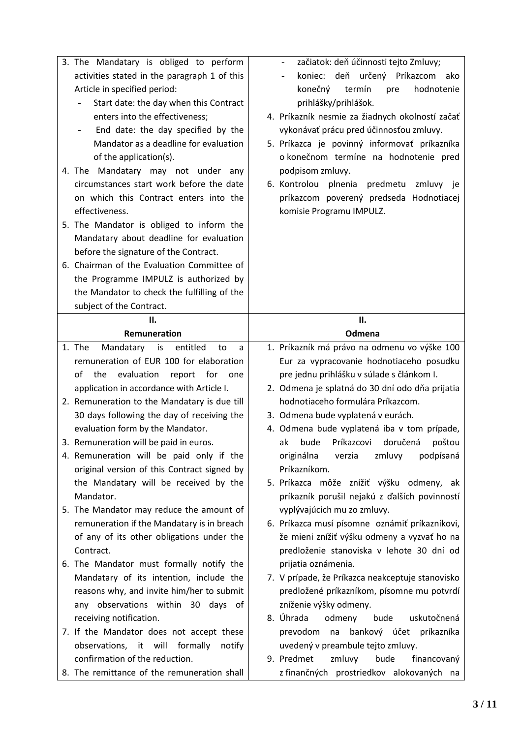| | |
|---|---|
| 3. The Mandatary is obliged to perform activities stated in the paragraph 1 of this Article in specified period:<br>- Start date: the day when this Contract enters into the effectiveness;<br>- End date: the day specified by the Mandator as a deadline for evaluation of the application(s).<br>4. The Mandatary may not under any circumstances start work before the date on which this Contract enters into the effectiveness.<br>5. The Mandator is obliged to inform the Mandatary about deadline for evaluation before the signature of the Contract.<br>6. Chairman of the Evaluation Committee of the Programme IMPULZ is authorized by the Mandator to check the fulfilling of the subject of the Contract. | - začiatok: deň účinnosti tejto Zmluvy;<br>- koniec: deň určený Príkazcom ako konečný termín pre hodnotenie prihlášky/prihlášok.<br>4. Príkazník nesmie za žiadnych okolností začať vykonávať prácu pred účinnosťou zmluvy.<br>5. Príkazca je povinný informovať príkazníka o konečnom termíne na hodnotenie pred podpisom zmluvy.<br>6. Kontrolou plnenia predmetu zmluvy je príkazcom poverený predseda Hodnotiacej komisie Programu IMPULZ. |
| **II.**<br>**Remuneration** | **II.**<br>**Odmena** |
| 1. The Mandatary is entitled to a remuneration of EUR 100 for elaboration of the evaluation report for one application in accordance with Article I.<br>2. Remuneration to the Mandatary is due till 30 days following the day of receiving the evaluation form by the Mandator.<br>3. Remuneration will be paid in euros.<br>4. Remuneration will be paid only if the original version of this Contract signed by the Mandatary will be received by the Mandator.<br>5. The Mandator may reduce the amount of remuneration if the Mandatary is in breach of any of its other obligations under the Contract.<br>6. The Mandator must formally notify the Mandatary of its intention, include the reasons why, and invite him/her to submit any observations within 30 days of receiving notification.<br>7. If the Mandator does not accept these observations, it will formally notify confirmation of the reduction.<br>8. The remittance of the remuneration shall | 1. Príkazník má právo na odmenu vo výške 100 Eur za vypracovanie hodnotiaceho posudku pre jednu prihlášku v súlade s článkom I.<br>2. Odmena je splatná do 30 dní odo dňa prijatia hodnotiaceho formulára Príkazcom.<br>3. Odmena bude vyplatená v eurách.<br>4. Odmena bude vyplatená iba v tom prípade, ak bude Príkazcovi doručená poštou originálna verzia zmluvy podpísaná Príkazníkom.<br>5. Príkazca môže znížiť výšku odmeny, ak príkazník porušil nejakú z ďalších povinností vyplývajúcich mu zo zmluvy.<br>6. Príkazca musí písomne oznámiť príkazníkovi, že mieni znížiť výšku odmeny a vyzvať ho na predloženie stanoviska v lehote 30 dní od prijatia oznámenia.<br>7. V prípade, že Príkazca neakceptuje stanovisko predložené príkazníkom, písomne mu potvrdí zníženie výšky odmeny.<br>8. Úhrada odmeny bude uskutočnená prevodom na bankový účet príkazníka uvedený v preambule tejto zmluvy.<br>9. Predmet zmluvy bude financovaný z finančných prostriedkov alokovaných na |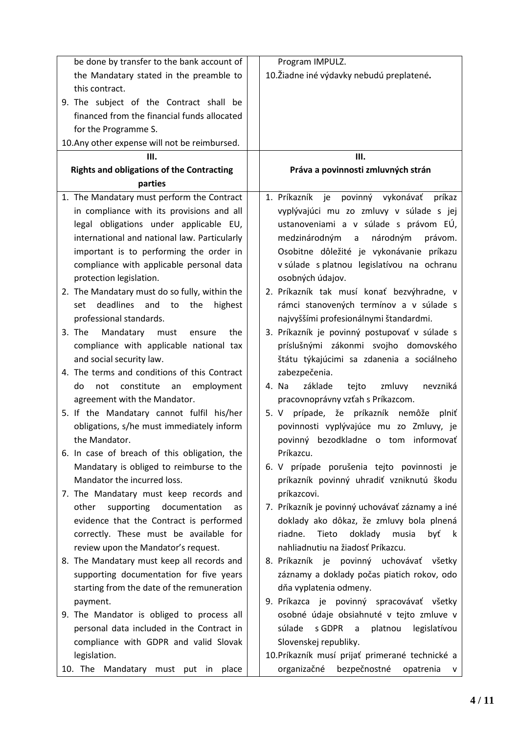| | |
|---|---|
| be done by transfer to the bank account of the Mandatary stated in the preamble to this contract.<br>9. The subject of the Contract shall be financed from the financial funds allocated for the Programme S.<br>10. Any other expense will not be reimbursed. | Program IMPULZ.<br>10. Žiadne iné výdavky nebudú preplatené**.** |
| **III.**<br>**Rights and obligations of the Contracting parties** | **III.**<br>**Práva a povinnosti zmluvných strán** |
| 1. The Mandatary must perform the Contract in compliance with its provisions and all legal obligations under applicable EU, international and national law. Particularly important is to performing the order in compliance with applicable personal data protection legislation.<br>2. The Mandatary must do so fully, within the set deadlines and to the highest professional standards.<br>3. The Mandatary must ensure the compliance with applicable national tax and social security law.<br>4. The terms and conditions of this Contract do not constitute an employment agreement with the Mandator.<br>5. If the Mandatary cannot fulfil his/her obligations, s/he must immediately inform the Mandator.<br>6. In case of breach of this obligation, the Mandatary is obliged to reimburse to the Mandator the incurred loss.<br>7. The Mandatary must keep records and other supporting documentation as evidence that the Contract is performed correctly. These must be available for review upon the Mandator's request.<br>8. The Mandatary must keep all records and supporting documentation for five years starting from the date of the remuneration payment.<br>9. The Mandator is obliged to process all personal data included in the Contract in compliance with GDPR and valid Slovak legislation.<br>10. The Mandatary must put in place | 1. Príkazník je povinný vykonávať príkaz vyplývajúci mu zo zmluvy v súlade s jej ustanoveniami a v súlade s právom EÚ, medzinárodným a národným právom. Osobitne dôležité je vykonávanie príkazu v súlade s platnou legislatívou na ochranu osobných údajov.<br>2. Príkazník tak musí konať bezvýhradne, v rámci stanovených termínov a v súlade s najvyššími profesionálnymi štandardmi.<br>3. Príkazník je povinný postupovať v súlade s príslušnými zákonmi svojho domovského štátu týkajúcimi sa zdanenia a sociálneho zabezpečenia.<br>4. Na základe tejto zmluvy nevzniká pracovnoprávny vzťah s Príkazcom.<br>5. V prípade, že príkazník nemôže plniť povinnosti vyplývajúce mu zo Zmluvy, je povinný bezodkladne o tom informovať Príkazcu.<br>6. V prípade porušenia tejto povinnosti je príkazník povinný uhradiť vzniknutú škodu príkazcovi.<br>7. Príkazník je povinný uchovávať záznamy a iné doklady ako dôkaz, že zmluvy bola plnená riadne. Tieto doklady musia byť k nahliadnutiu na žiadosť Príkazcu.<br>8. Príkazník je povinný uchovávať všetky záznamy a doklady počas piatich rokov, odo dňa vyplatenia odmeny.<br>9. Príkazca je povinný spracovávať všetky osobné údaje obsiahnuté v tejto zmluve v súlade s GDPR a platnou legislatívou Slovenskej republiky.<br>10. Príkazník musí prijať primerané technické a organizačné bezpečnostné opatrenia v |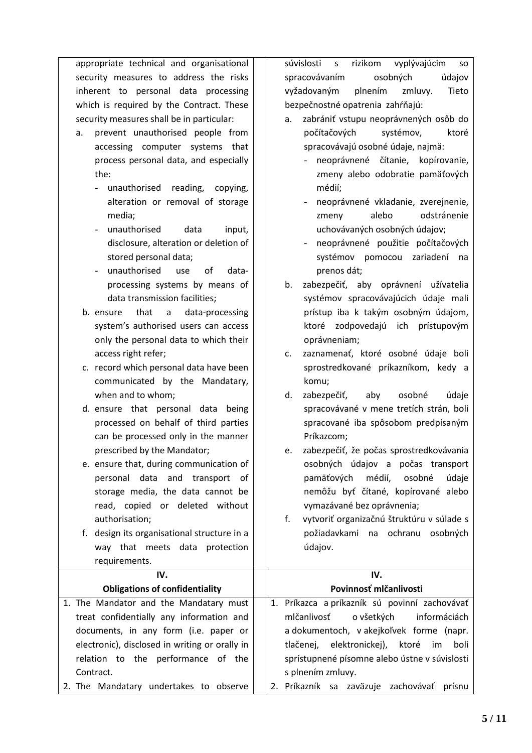| | |
|---|---|
| appropriate technical and organisational security measures to address the risks inherent to personal data processing which is required by the Contract. These security measures shall be in particular:<br>a. prevent unauthorised people from accessing computer systems that process personal data, and especially the:<br>- unauthorised reading, copying, alteration or removal of storage media;<br>- unauthorised data input, disclosure, alteration or deletion of stored personal data;<br>- unauthorised use of data-processing systems by means of data transmission facilities;<br>b. ensure that a data-processing system's authorised users can access only the personal data to which their access right refer;<br>c. record which personal data have been communicated by the Mandatary, when and to whom;<br>d. ensure that personal data being processed on behalf of third parties can be processed only in the manner prescribed by the Mandator;<br>e. ensure that, during communication of personal data and transport of storage media, the data cannot be read, copied or deleted without authorisation;<br>f. design its organisational structure in a way that meets data protection requirements. | súvislosti s rizikom vyplývajúcim so spracovávaním osobných údajov vyžadovaným plnením zmluvy. Tieto bezpečnostné opatrenia zahŕňajú:<br>a. zabrániť vstupu neoprávnených osôb do počítačových systémov, ktoré spracovávajú osobné údaje, najmä:<br>- neoprávnené čítanie, kopírovanie, zmeny alebo odobratie pamäťových médií;<br>- neoprávnené vkladanie, zverejnenie, zmeny alebo odstránenie uchovávaných osobných údajov;<br>- neoprávnené použitie počítačových systémov pomocou zariadení na prenos dát;<br>b. zabezpečiť, aby oprávnení užívatelia systémov spracovávajúcich údaje mali prístup iba k takým osobným údajom, ktoré zodpovedajú ich prístupovým oprávneniam;<br>c. zaznamenať, ktoré osobné údaje boli sprostredkované príkazníkom, kedy a komu;<br>d. zabezpečiť, aby osobné údaje spracovávané v mene tretích strán, boli spracované iba spôsobom predpísaným Príkazcom;<br>e. zabezpečiť, že počas sprostredkovávania osobných údajov a počas transport pamäťových médií, osobné údaje nemôžu byť čítané, kopírované alebo vymazávané bez oprávnenia;<br>f. vytvoriť organizačnú štruktúru v súlade s požiadavkami na ochranu osobných údajov. |
| **IV.**<br>**Obligations of confidentiality** | **IV.**<br>**Povinnosť mlčanlivosti** |
| 1. The Mandator and the Mandatary must treat confidentially any information and documents, in any form (i.e. paper or electronic), disclosed in writing or orally in relation to the performance of the Contract.<br>2. The Mandatary undertakes to observe | 1. Príkazca a príkazník sú povinní zachovávať mlčanlivosť o všetkých informáciách a dokumentoch, v akejkoľvek forme (napr. tlačenej, elektronickej), ktoré im boli sprístupnené písomne alebo ústne v súvislosti s plnením zmluvy.<br>2. Príkazník sa zaväzuje zachovávať prísnu |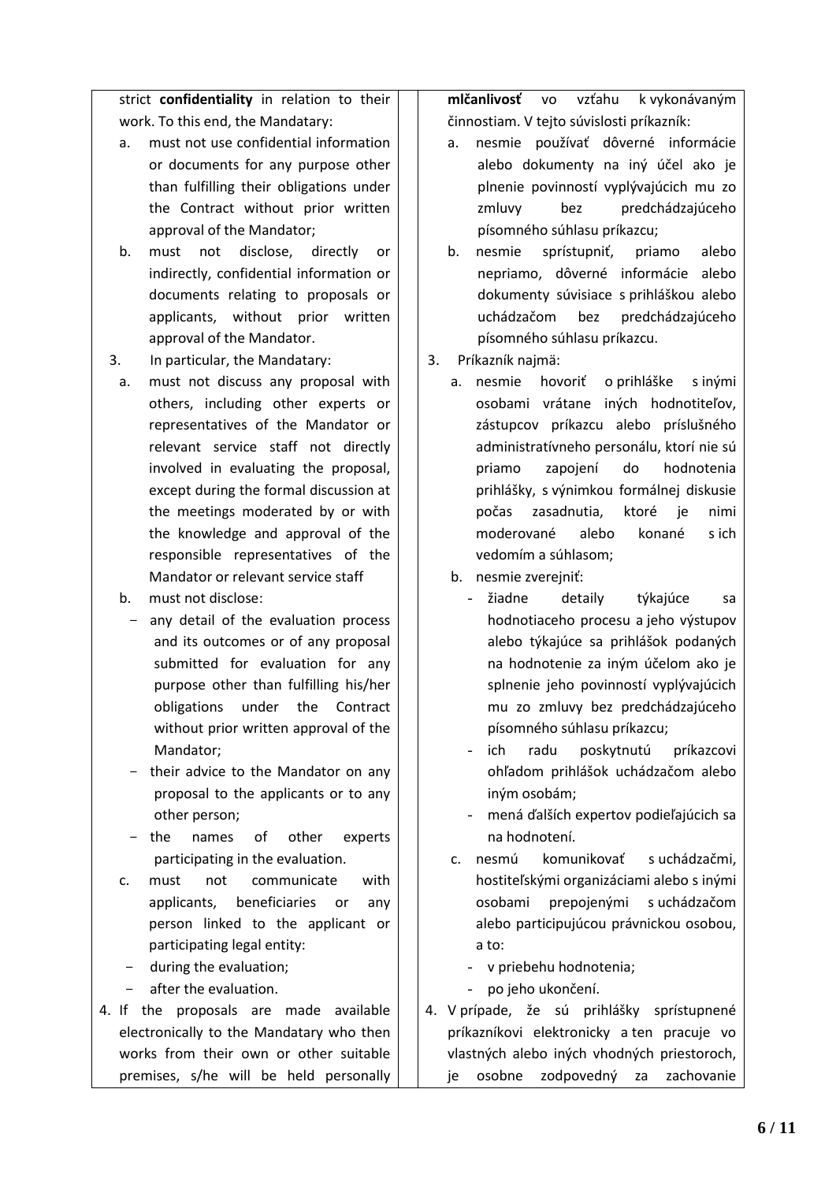| | |
|---|---|
| strict **confidentiality** in relation to their work. To this end, the Mandatary:<br>a. must not use confidential information or documents for any purpose other than fulfilling their obligations under the Contract without prior written approval of the Mandator;<br>b. must not disclose, directly or indirectly, confidential information or documents relating to proposals or applicants, without prior written approval of the Mandator.<br>3. In particular, the Mandatary:<br>a. must not discuss any proposal with others, including other experts or representatives of the Mandator or relevant service staff not directly involved in evaluating the proposal, except during the formal discussion at the meetings moderated by or with the knowledge and approval of the responsible representatives of the Mandator or relevant service staff<br>b. must not disclose:<br>- any detail of the evaluation process and its outcomes or of any proposal submitted for evaluation for any purpose other than fulfilling his/her obligations under the Contract without prior written approval of the Mandator;<br>- their advice to the Mandator on any proposal to the applicants or to any other person;<br>- the names of other experts participating in the evaluation.<br>c. must not communicate with applicants, beneficiaries or any person linked to the applicant or participating legal entity:<br>- during the evaluation;<br>- after the evaluation.<br>4. If the proposals are made available electronically to the Mandatary who then works from their own or other suitable premises, s/he will be held personally | **mlčanlivosť** vo vzťahu k vykonávaným činnostiam. V tejto súvislosti príkazník:<br>a. nesmie používať dôverné informácie alebo dokumenty na iný účel ako je plnenie povinností vyplývajúcich mu zo zmluvy bez predchádzajúceho písomného súhlasu príkazcu;<br>b. nesmie sprístupniť, priamo alebo nepriamo, dôverné informácie alebo dokumenty súvisiace s prihláškou alebo uchádzačom bez predchádzajúceho písomného súhlasu príkazcu.<br>3. Príkazník najmä:<br>a. nesmie hovoriť o prihláške s inými osobami vrátane iných hodnotiteľov, zástupcov príkazcu alebo príslušného administratívneho personálu, ktorí nie sú priamo zapojení do hodnotenia prihlášky, s výnimkou formálnej diskusie počas zasadnutia, ktoré je nimi moderované alebo konané s ich vedomím a súhlasom;<br>b. nesmie zverejniť:<br>- žiadne detaily týkajúce sa hodnotiaceho procesu a jeho výstupov alebo týkajúce sa prihlášok podaných na hodnotenie za iným účelom ako je splnenie jeho povinností vyplývajúcich mu zo zmluvy bez predchádzajúceho písomného súhlasu príkazcu;<br>- ich radu poskytnutú príkazcovi ohľadom prihlášok uchádzačom alebo iným osobám;<br>- mená ďalších expertov podieľajúcich sa na hodnotení.<br>c. nesmú komunikovať s uchádzačmi, hostiteľskými organizáciami alebo s inými osobami prepojenými s uchádzačom alebo participujúcou právnickou osobou, a to:<br>- v priebehu hodnotenia;<br>- po jeho ukončení.<br>4. V prípade, že sú prihlášky sprístupnené príkazníkovi elektronicky a ten pracuje vo vlastných alebo iných vhodných priestoroch, je osobne zodpovedný za zachovanie |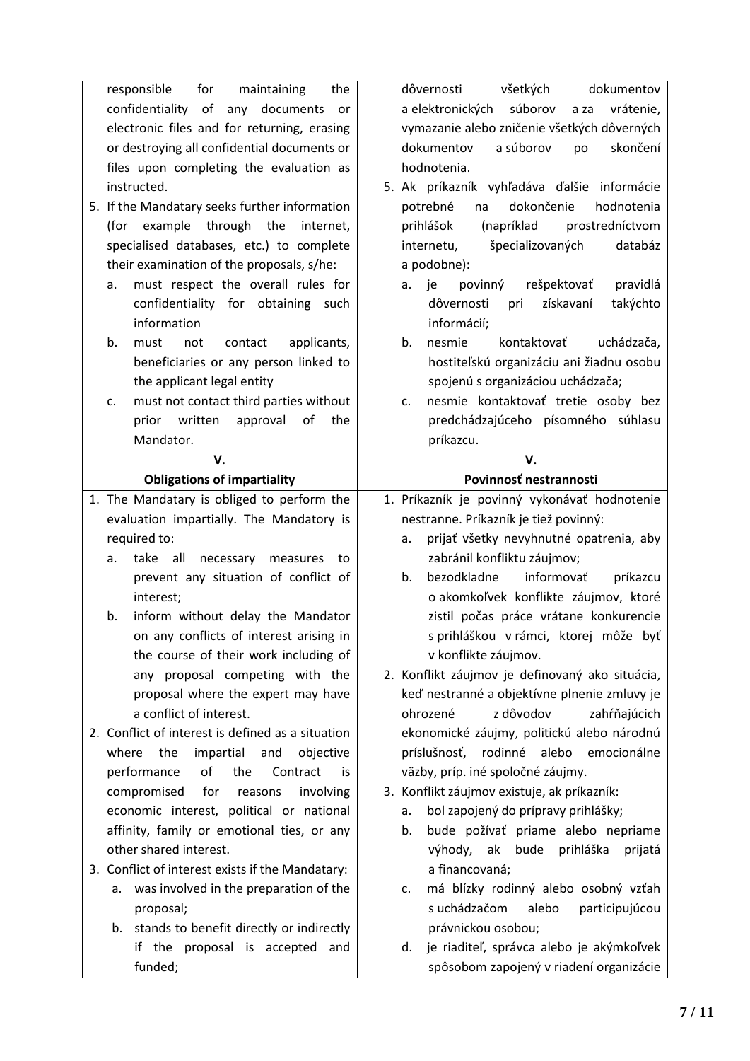| | |
|---|---|
| responsible for maintaining the confidentiality of any documents or electronic files and for returning, erasing or destroying all confidential documents or files upon completing the evaluation as instructed.<br>5. If the Mandatary seeks further information (for example through the internet, specialised databases, etc.) to complete their examination of the proposals, s/he:<br>a. must respect the overall rules for confidentiality for obtaining such information<br>b. must not contact applicants, beneficiaries or any person linked to the applicant legal entity<br>c. must not contact third parties without prior written approval of the Mandator. | dôvernosti všetkých dokumentov a elektronických súborov a za vrátenie, vymazanie alebo zničenie všetkých dôverných dokumentov a súborov po skončení hodnotenia.<br>5. Ak príkazník vyhľadáva ďalšie informácie potrebné na dokončenie hodnotenia prihlášok (napríklad prostredníctvom internetu, špecializovaných databáz a podobne):<br>a. je povinný rešpektovať pravidlá dôvernosti pri získavaní takýchto informácií;<br>b. nesmie kontaktovať uchádzača, hostiteľskú organizáciu ani žiadnu osobu spojenú s organizáciou uchádzača;<br>c. nesmie kontaktovať tretie osoby bez predchádzajúceho písomného súhlasu príkazcu. |
| **V.**<br>**Obligations of impartiality** | **V.**<br>**Povinnosť nestrannosti** |
| 1. The Mandatary is obliged to perform the evaluation impartially. The Mandatory is required to:<br>a. take all necessary measures to prevent any situation of conflict of interest;<br>b. inform without delay the Mandator on any conflicts of interest arising in the course of their work including of any proposal competing with the proposal where the expert may have a conflict of interest.<br>2. Conflict of interest is defined as a situation where the impartial and objective performance of the Contract is compromised for reasons involving economic interest, political or national affinity, family or emotional ties, or any other shared interest.<br>3. Conflict of interest exists if the Mandatary:<br>a. was involved in the preparation of the proposal;<br>b. stands to benefit directly or indirectly if the proposal is accepted and funded; | 1. Príkazník je povinný vykonávať hodnotenie nestranne. Príkazník je tiež povinný:<br>a. prijať všetky nevyhnutné opatrenia, aby zabránil konfliktu záujmov;<br>b. bezodkladne informovať príkazcu o akomkoľvek konflikte záujmov, ktoré zistil počas práce vrátane konkurencie s prihláškou v rámci, ktorej môže byť v konflikte záujmov.<br>2. Konflikt záujmov je definovaný ako situácia, keď nestranné a objektívne plnenie zmluvy je ohrozené z dôvodov zahŕňajúcich ekonomické záujmy, politickú alebo národnú príslušnosť, rodinné alebo emocionálne väzby, príp. iné spoločné záujmy.<br>3. Konflikt záujmov existuje, ak príkazník:<br>a. bol zapojený do prípravy prihlášky;<br>b. bude požívať priame alebo nepriame výhody, ak bude prihláška prijatá a financovaná;<br>c. má blízky rodinný alebo osobný vzťah s uchádzačom alebo participujúcou právnickou osobou;<br>d. je riaditeľ, správca alebo je akýmkoľvek spôsobom zapojený v riadení organizácie |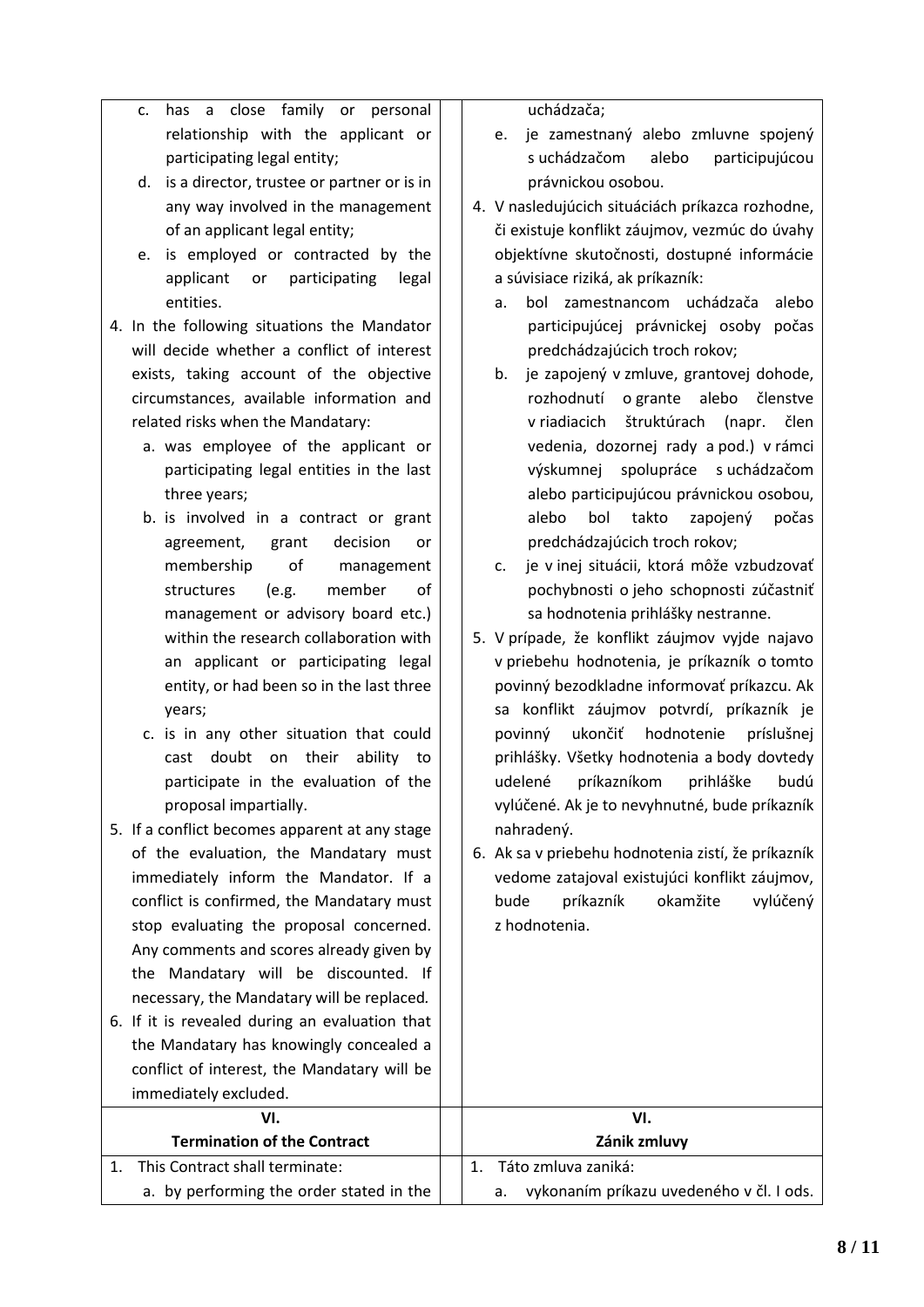c. has a close family or personal relationship with the applicant or participating legal entity;

d. is a director, trustee or partner or is in any way involved in the management of an applicant legal entity;

e. is employed or contracted by the applicant or participating legal entities.

4. In the following situations the Mandator will decide whether a conflict of interest exists, taking account of the objective circumstances, available information and related risks when the Mandatary:
   a. was employee of the applicant or participating legal entities in the last three years;
   b. is involved in a contract or grant agreement, grant decision or membership of management structures (e.g. member of management or advisory board etc.) within the research collaboration with an applicant or participating legal entity, or had been so in the last three years;
   c. is in any other situation that could cast doubt on their ability to participate in the evaluation of the proposal impartially.
5. If a conflict becomes apparent at any stage of the evaluation, the Mandatary must immediately inform the Mandator. If a conflict is confirmed, the Mandatary must stop evaluating the proposal concerned. Any comments and scores already given by the Mandatary will be discounted. If necessary, the Mandatary will be replaced.
6. If it is revealed during an evaluation that the Mandatary has knowingly concealed a conflict of interest, the Mandatary will be immediately excluded.

uchádzača;

e. je zamestnaný alebo zmluvne spojený s uchádzačom alebo participujúcou právnickou osobou.

4. V nasledujúcich situáciách príkazca rozhodne, či existuje konflikt záujmov, vezmúc do úvahy objektívne skutočnosti, dostupné informácie a súvisiace riziká, ak príkazník:
   a. bol zamestnancom uchádzača alebo participujúcej právnickej osoby počas predchádzajúcich troch rokov;
   b. je zapojený v zmluve, grantovej dohode, rozhodnutí o grante alebo členstve v riadiacich štruktúrach (napr. člen vedenia, dozornej rady a pod.) v rámci výskumnej spolupráce s uchádzačom alebo participujúcou právnickou osobou, alebo bol takto zapojený počas predchádzajúcich troch rokov;
   c. je v inej situácii, ktorá môže vzbudzovať pochybnosti o jeho schopnosti zúčastniť sa hodnotenia prihlášky nestranne.
5. V prípade, že konflikt záujmov vyjde najavo v priebehu hodnotenia, je príkazník o tomto povinný bezodkladne informovať príkazcu. Ak sa konflikt záujmov potvrdí, príkazník je povinný ukončiť hodnotenie príslušnej prihlášky. Všetky hodnotenia a body dovtedy udelené príkazníkom prihláške budú vylúčené. Ak je to nevyhnutné, bude príkazník nahradený.
6. Ak sa v priebehu hodnotenia zistí, že príkazník vedome zatajoval existujúci konflikt záujmov, bude príkazník okamžite vylúčený z hodnotenia.

## VI.
## Termination of the Contract

1. This Contract shall terminate:
   a. by performing the order stated in the

## VI.
## Zánik zmluvy

1. Táto zmluva zaniká:
   a. vykonaním príkazu uvedeného v čl. I ods.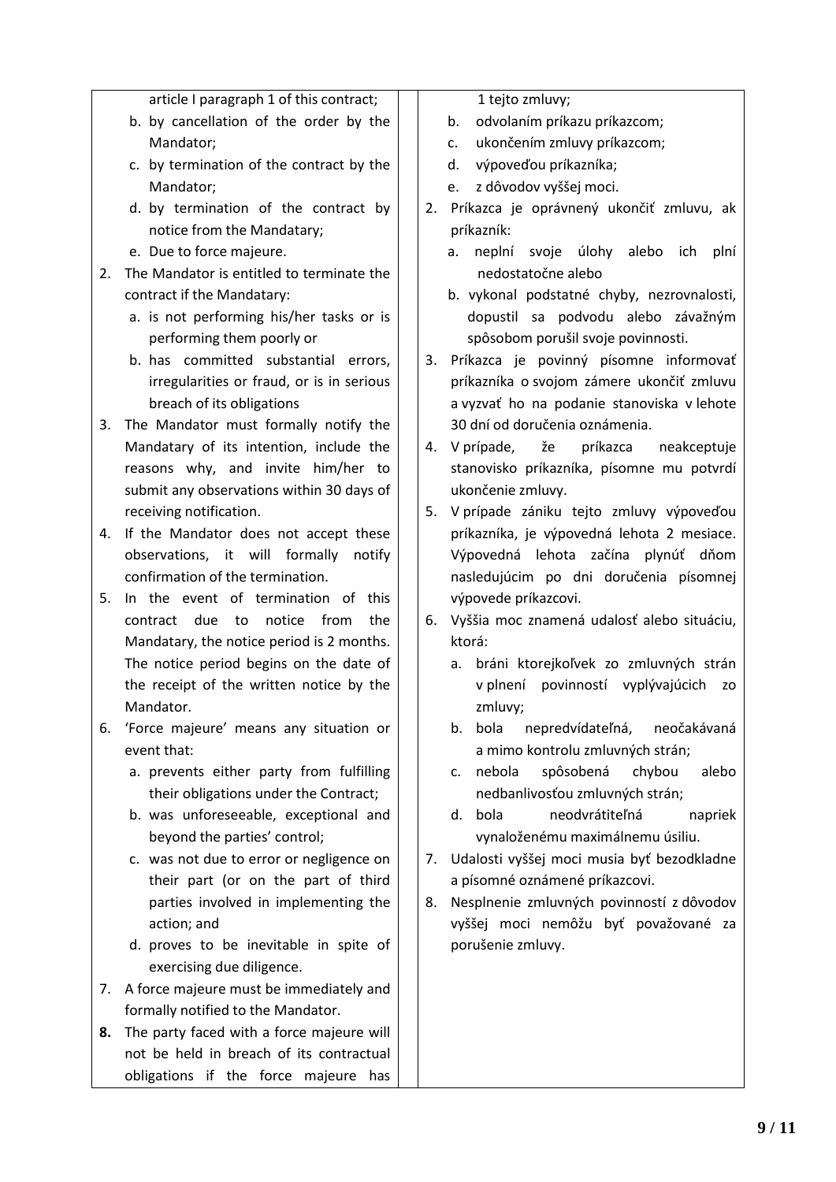| | |
|---|---|
| article I paragraph 1 of this contract;<br>b. by cancellation of the order by the Mandator;<br>c. by termination of the contract by the Mandator;<br>d. by termination of the contract by notice from the Mandatary;<br>e. Due to force majeure.<br>2. The Mandator is entitled to terminate the contract if the Mandatary:<br>a. is not performing his/her tasks or is performing them poorly or<br>b. has committed substantial errors, irregularities or fraud, or is in serious breach of its obligations<br>3. The Mandator must formally notify the Mandatary of its intention, include the reasons why, and invite him/her to submit any observations within 30 days of receiving notification.<br>4. If the Mandator does not accept these observations, it will formally notify confirmation of the termination.<br>5. In the event of termination of this contract due to notice from the Mandatary, the notice period is 2 months. The notice period begins on the date of the receipt of the written notice by the Mandator.<br>6. 'Force majeure' means any situation or event that:<br>a. prevents either party from fulfilling their obligations under the Contract;<br>b. was unforeseeable, exceptional and beyond the parties' control;<br>c. was not due to error or negligence on their part (or on the part of third parties involved in implementing the action; and<br>d. proves to be inevitable in spite of exercising due diligence.<br>7. A force majeure must be immediately and formally notified to the Mandator.<br>**8.** The party faced with a force majeure will not be held in breach of its contractual obligations if the force majeure has | 1 tejto zmluvy;<br>b. odvolaním príkazu príkazcom;<br>c. ukončením zmluvy príkazcom;<br>d. výpoveďou príkazníka;<br>e. z dôvodov vyššej moci.<br>2. Príkazca je oprávnený ukončiť zmluvu, ak príkazník:<br>a. neplní svoje úlohy alebo ich plní nedostatočne alebo<br>b. vykonal podstatné chyby, nezrovnalosti, dopustil sa podvodu alebo závažným spôsobom porušil svoje povinnosti.<br>3. Príkazca je povinný písomne informovať príkazníka o svojom zámere ukončiť zmluvu a vyzvať ho na podanie stanoviska v lehote 30 dní od doručenia oznámenia.<br>4. V prípade, že príkazca neakceptuje stanovisko príkazníka, písomne mu potvrdí ukončenie zmluvy.<br>5. V prípade zániku tejto zmluvy výpoveďou príkazníka, je výpovedná lehota 2 mesiace. Výpovedná lehota začína plynúť dňom nasledujúcim po dni doručenia písomnej výpovede príkazcovi.<br>6. Vyššia moc znamená udalosť alebo situáciu, ktorá:<br>a. bráni ktorejkoľvek zo zmluvných strán v plnení povinností vyplývajúcich zo zmluvy;<br>b. bola nepredvídateľná, neočakávaná a mimo kontrolu zmluvných strán;<br>c. nebola spôsobená chybou alebo nedbanlivosťou zmluvných strán;<br>d. bola neodvrátiteľná napriek vynaloženému maximálnemu úsiliu.<br>7. Udalosti vyššej moci musia byť bezodkladne a písomné oznámené príkazcovi.<br>8. Nesplnenie zmluvných povinností z dôvodov vyššej moci nemôžu byť považované za porušenie zmluvy. |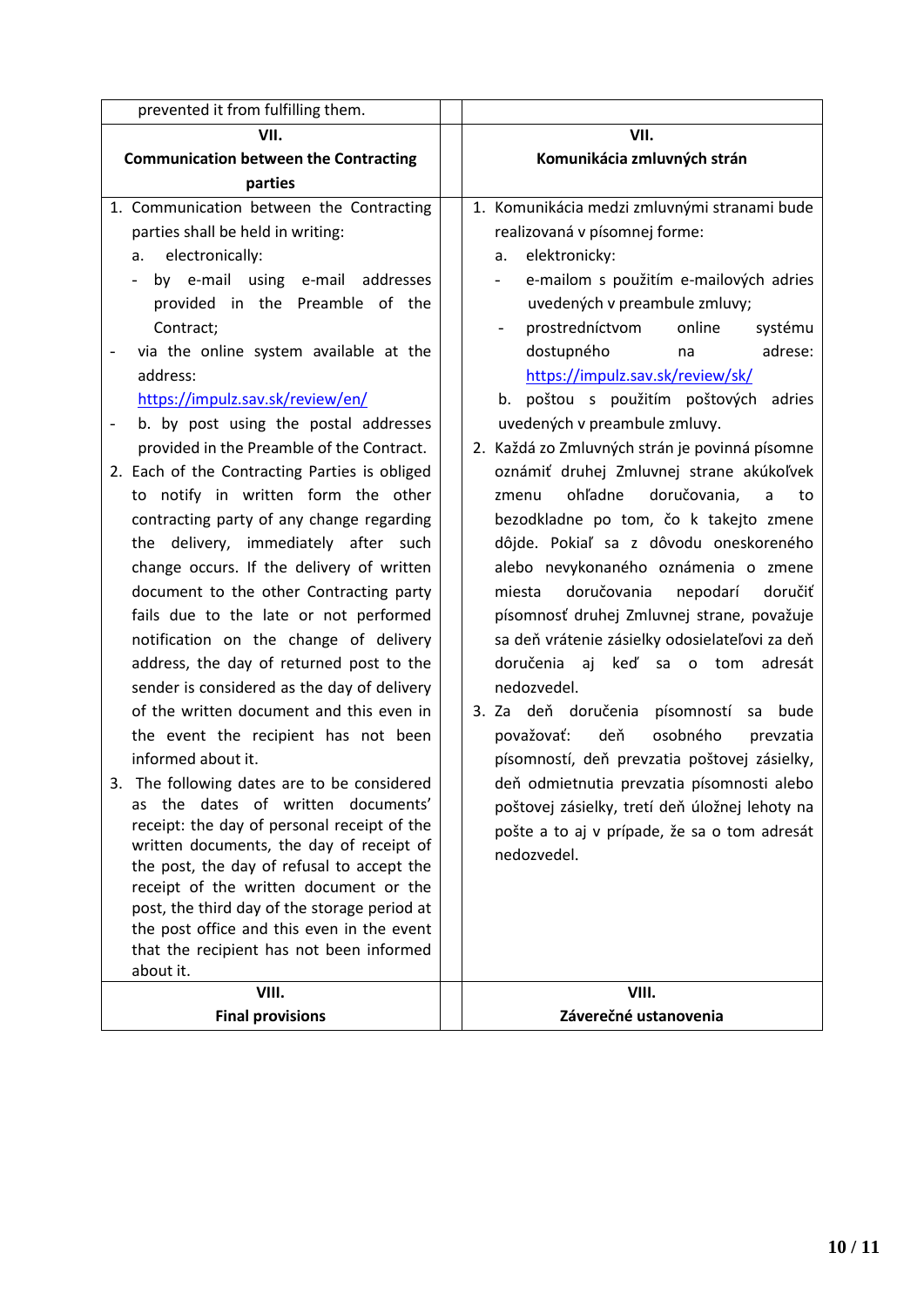| | | |
|---|---|---|
| prevented it from fulfilling them. | | |
| **VII.**<br>**Communication between the Contracting parties** | | **VII.**<br>**Komunikácia zmluvných strán** |
| 1. Communication between the Contracting parties shall be held in writing:<br>a. electronically:<br>- by e-mail using e-mail addresses provided in the Preamble of the Contract;<br>- via the online system available at the address: https://impulz.sav.sk/review/en/<br>- b. by post using the postal addresses provided in the Preamble of the Contract.<br>2. Each of the Contracting Parties is obliged to notify in written form the other contracting party of any change regarding the delivery, immediately after such change occurs. If the delivery of written document to the other Contracting party fails due to the late or not performed notification on the change of delivery address, the day of returned post to the sender is considered as the day of delivery of the written document and this even in the event the recipient has not been informed about it.<br>3. The following dates are to be considered as the dates of written documents' receipt: the day of personal receipt of the written documents, the day of receipt of the post, the day of refusal to accept the receipt of the written document or the post, the third day of the storage period at the post office and this even in the event that the recipient has not been informed about it. | | 1. Komunikácia medzi zmluvnými stranami bude realizovaná v písomnej forme:<br>a. elektronicky:<br>- e-mailom s použitím e-mailových adries uvedených v preambule zmluvy;<br>- prostredníctvom online systému dostupného na adrese: https://impulz.sav.sk/review/sk/<br>b. poštou s použitím poštových adries uvedených v preambule zmluvy.<br>2. Každá zo Zmluvných strán je povinná písomne oznámiť druhej Zmluvnej strane akúkoľvek zmenu ohľadne doručovania, a to bezodkladne po tom, čo k takejto zmene dôjde. Pokiaľ sa z dôvodu oneskoreného alebo nevykonaného oznámenia o zmene miesta doručovania nepodarí doručiť písomnosť druhej Zmluvnej strane, považuje sa deň vrátenie zásielky odosielateľovi za deň doručenia aj keď sa o tom adresát nedozvedel.<br>3. Za deň doručenia písomností sa bude považovať: deň osobného prevzatia písomností, deň prevzatia poštovej zásielky, deň odmietnutia prevzatia písomnosti alebo poštovej zásielky, tretí deň úložnej lehoty na pošte a to aj v prípade, že sa o tom adresát nedozvedel. |
| **VIII.**<br>**Final provisions** | | **VIII.**<br>**Záverečné ustanovenia** |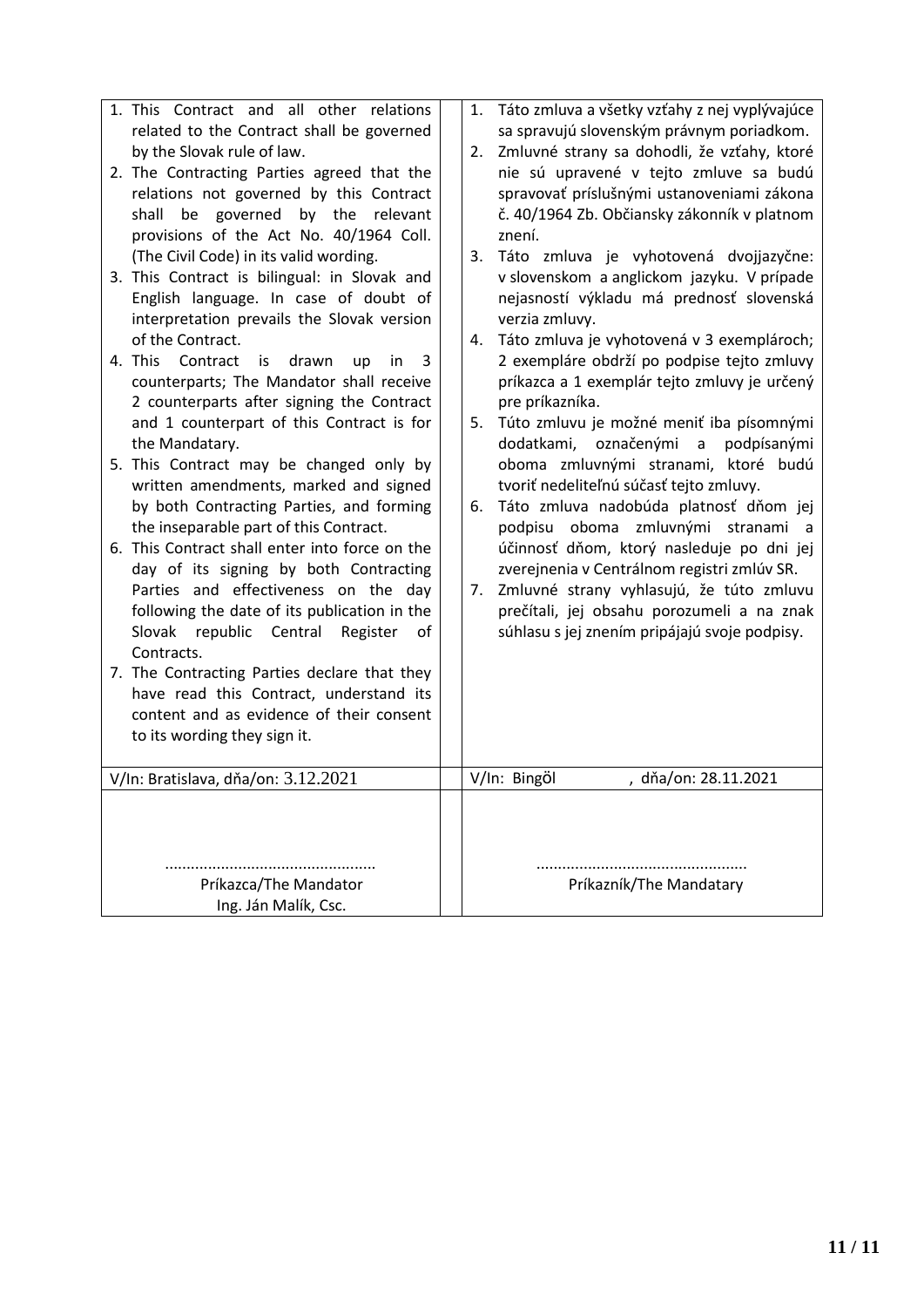| | |
|---|---|
| 1. This Contract and all other relations related to the Contract shall be governed by the Slovak rule of law.<br>2. The Contracting Parties agreed that the relations not governed by this Contract shall be governed by the relevant provisions of the Act No. 40/1964 Coll. (The Civil Code) in its valid wording.<br>3. This Contract is bilingual: in Slovak and English language. In case of doubt of interpretation prevails the Slovak version of the Contract.<br>4. This Contract is drawn up in 3 counterparts; The Mandator shall receive 2 counterparts after signing the Contract and 1 counterpart of this Contract is for the Mandatary.<br>5. This Contract may be changed only by written amendments, marked and signed by both Contracting Parties, and forming the inseparable part of this Contract.<br>6. This Contract shall enter into force on the day of its signing by both Contracting Parties and effectiveness on the day following the date of its publication in the Slovak republic Central Register of Contracts.<br>7. The Contracting Parties declare that they have read this Contract, understand its content and as evidence of their consent to its wording they sign it. | 1. Táto zmluva a všetky vzťahy z nej vyplývajúce sa spravujú slovenským právnym poriadkom.<br>2. Zmluvné strany sa dohodli, že vzťahy, ktoré nie sú upravené v tejto zmluve sa budú spravovať príslušnými ustanoveniami zákona č. 40/1964 Zb. Občiansky zákonník v platnom znení.<br>3. Táto zmluva je vyhotovená dvojjazyčne: v slovenskom a anglickom jazyku. V prípade nejasností výkladu má prednosť slovenská verzia zmluvy.<br>4. Táto zmluva je vyhotovená v 3 exemplároch; 2 exempláre obdrží po podpise tejto zmluvy príkazca a 1 exemplár tejto zmluvy je určený pre príkazníka.<br>5. Túto zmluvu je možné meniť iba písomnými dodatkami, označenými a podpísanými oboma zmluvnými stranami, ktoré budú tvoriť nedeliteľnú súčasť tejto zmluvy.<br>6. Táto zmluva nadobúda platnosť dňom jej podpisu oboma zmluvnými stranami a účinnosť dňom, ktorý nasleduje po dni jej zverejnenia v Centrálnom registri zmlúv SR.<br>7. Zmluvné strany vyhlasujú, že túto zmluvu prečítali, jej obsahu porozumeli a na znak súhlasu s jej znením pripájajú svoje podpisy. |
| V/In: Bratislava, dňa/on: 3.12.2021 | V/In: Bingöl , dňa/on: 28.11.2021 |
| ................................................<br>Príkazca/The Mandator<br>Ing. Ján Malík, Csc. | ................................................<br>Príkazník/The Mandatary |